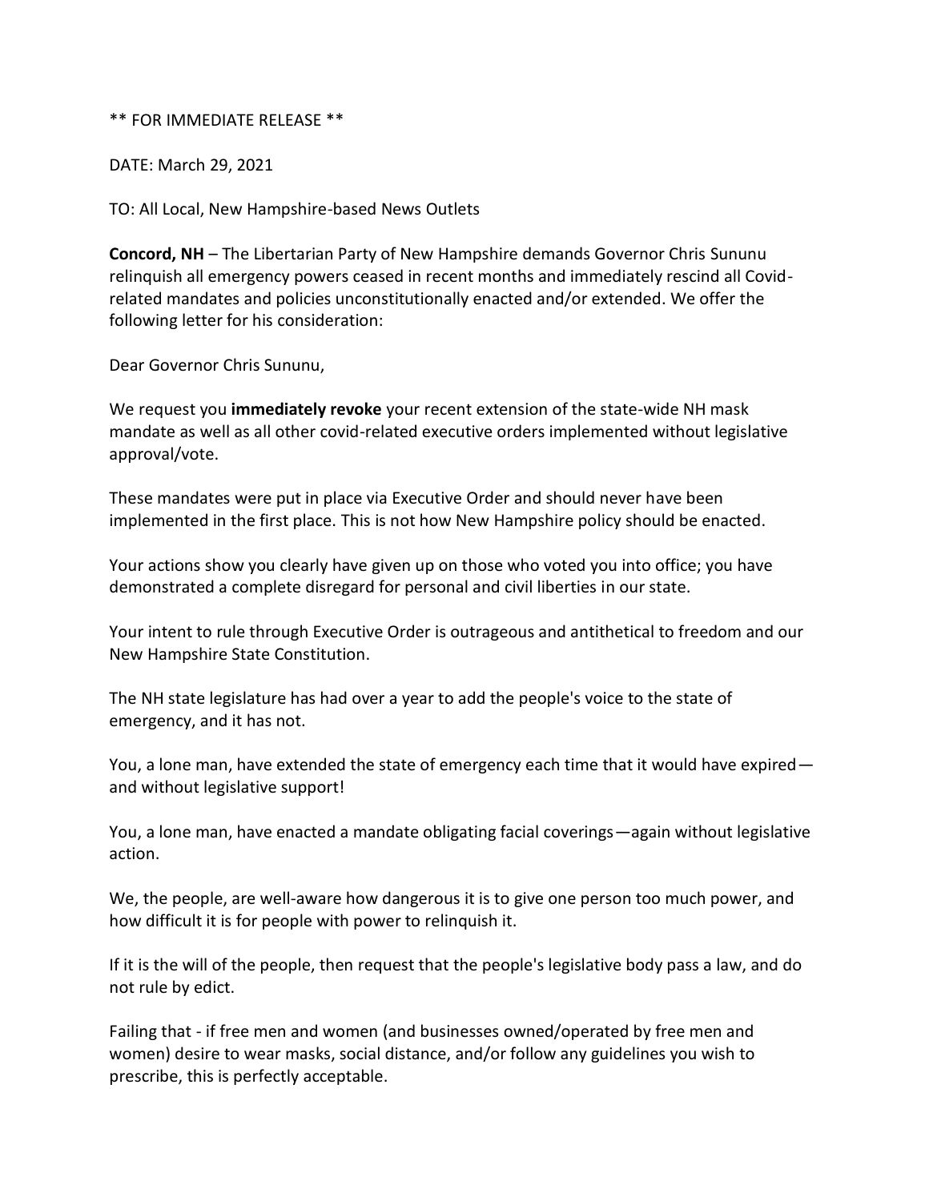** FOR IMMEDIATE RELEASE **

DATE: March 29, 2021

TO: All Local, New Hampshire-based News Outlets

**Concord, NH** – The Libertarian Party of New Hampshire demands Governor Chris Sununu relinquish all emergency powers ceased in recent months and immediately rescind all Covid-related mandates and policies unconstitutionally enacted and/or extended. We offer the following letter for his consideration:

Dear Governor Chris Sununu,

We request you **immediately revoke** your recent extension of the state-wide NH mask mandate as well as all other covid-related executive orders implemented without legislative approval/vote.

These mandates were put in place via Executive Order and should never have been implemented in the first place. This is not how New Hampshire policy should be enacted.

Your actions show you clearly have given up on those who voted you into office; you have demonstrated a complete disregard for personal and civil liberties in our state.

Your intent to rule through Executive Order is outrageous and antithetical to freedom and our New Hampshire State Constitution.

The NH state legislature has had over a year to add the people's voice to the state of emergency, and it has not.

You, a lone man, have extended the state of emergency each time that it would have expired—and without legislative support!

You, a lone man, have enacted a mandate obligating facial coverings—again without legislative action.

We, the people, are well-aware how dangerous it is to give one person too much power, and how difficult it is for people with power to relinquish it.

If it is the will of the people, then request that the people's legislative body pass a law, and do not rule by edict.

Failing that - if free men and women (and businesses owned/operated by free men and women) desire to wear masks, social distance, and/or follow any guidelines you wish to prescribe, this is perfectly acceptable.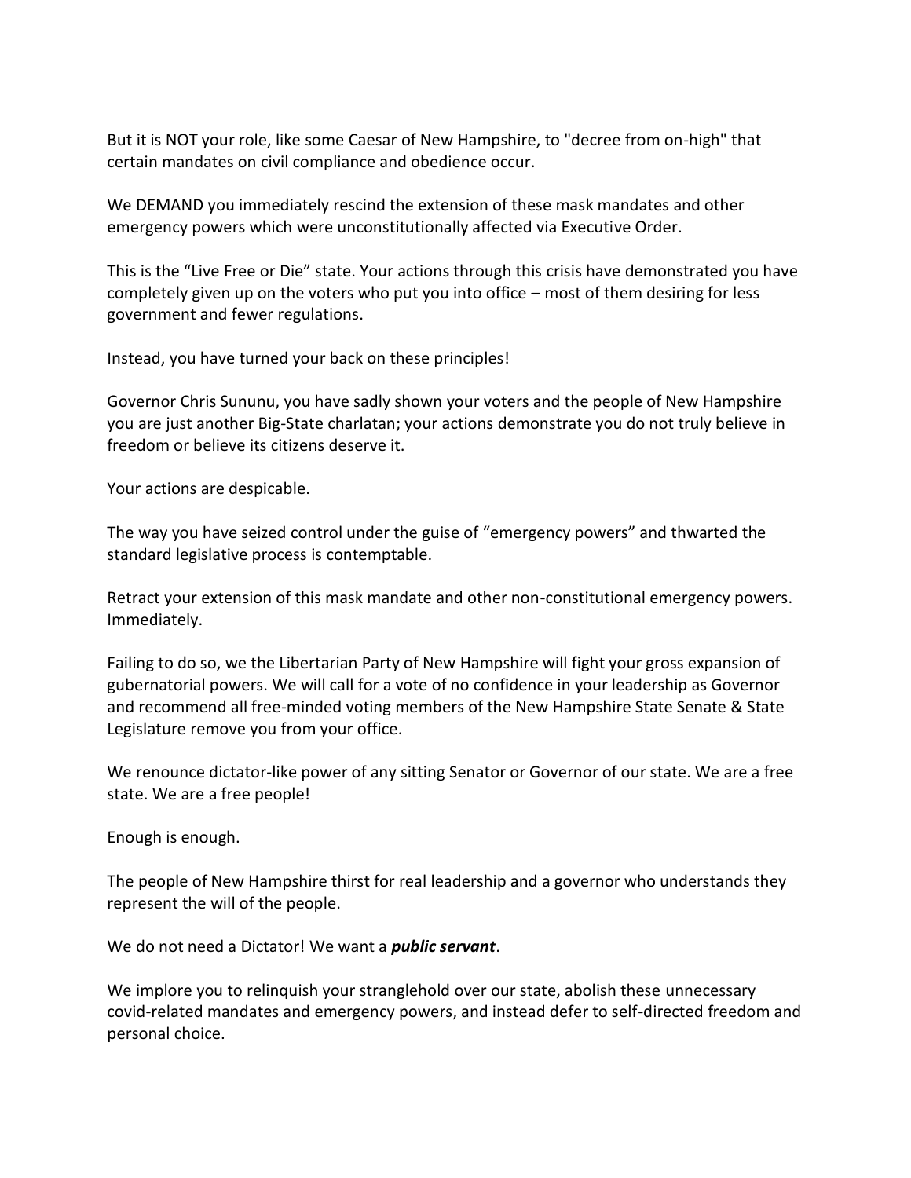But it is NOT your role, like some Caesar of New Hampshire, to "decree from on-high" that certain mandates on civil compliance and obedience occur.

We DEMAND you immediately rescind the extension of these mask mandates and other emergency powers which were unconstitutionally affected via Executive Order.

This is the "Live Free or Die" state. Your actions through this crisis have demonstrated you have completely given up on the voters who put you into office – most of them desiring for less government and fewer regulations.

Instead, you have turned your back on these principles!

Governor Chris Sununu, you have sadly shown your voters and the people of New Hampshire you are just another Big-State charlatan; your actions demonstrate you do not truly believe in freedom or believe its citizens deserve it.

Your actions are despicable.

The way you have seized control under the guise of "emergency powers" and thwarted the standard legislative process is contemptable.

Retract your extension of this mask mandate and other non-constitutional emergency powers. Immediately.

Failing to do so, we the Libertarian Party of New Hampshire will fight your gross expansion of gubernatorial powers. We will call for a vote of no confidence in your leadership as Governor and recommend all free-minded voting members of the New Hampshire State Senate & State Legislature remove you from your office.

We renounce dictator-like power of any sitting Senator or Governor of our state. We are a free state. We are a free people!

Enough is enough.

The people of New Hampshire thirst for real leadership and a governor who understands they represent the will of the people.

We do not need a Dictator! We want a ***public servant***.

We implore you to relinquish your stranglehold over our state, abolish these unnecessary covid-related mandates and emergency powers, and instead defer to self-directed freedom and personal choice.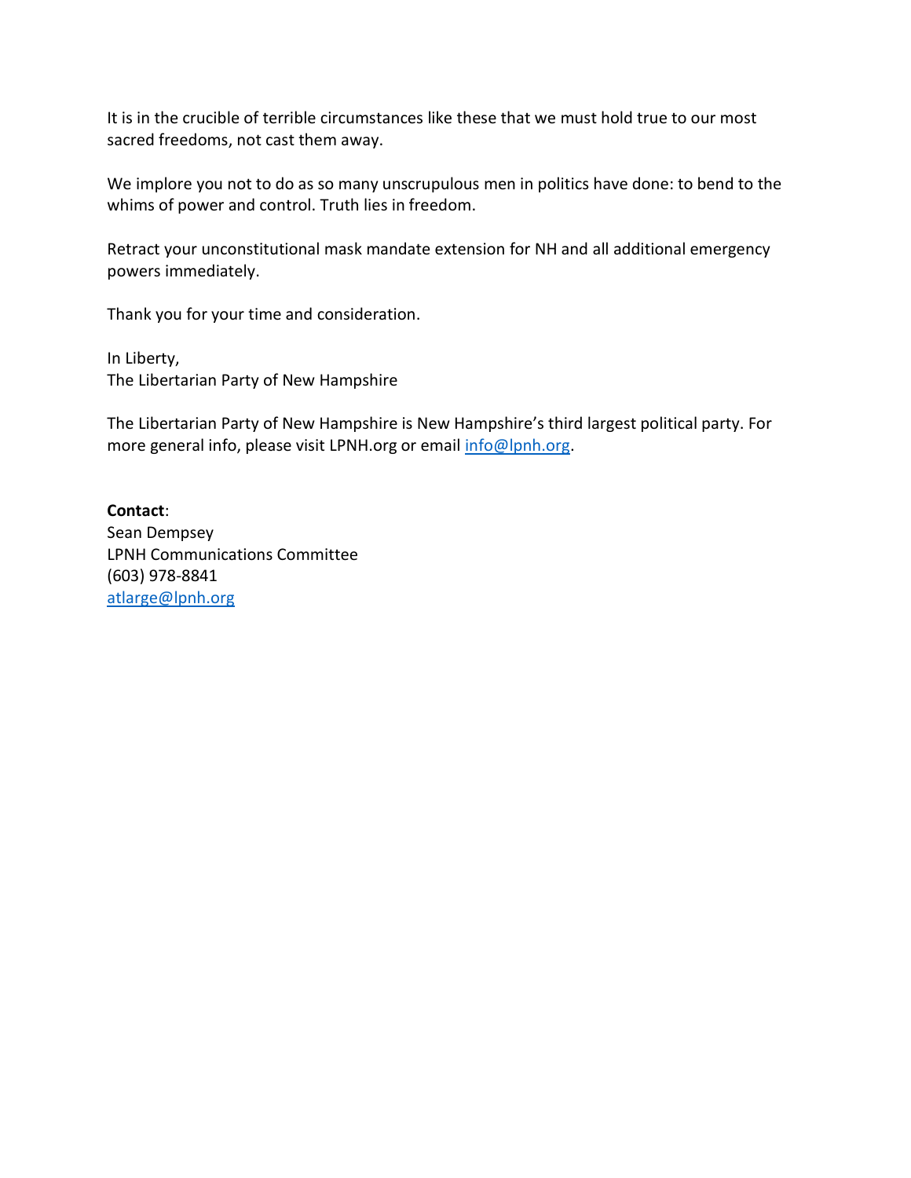It is in the crucible of terrible circumstances like these that we must hold true to our most sacred freedoms, not cast them away.

We implore you not to do as so many unscrupulous men in politics have done: to bend to the whims of power and control. Truth lies in freedom.

Retract your unconstitutional mask mandate extension for NH and all additional emergency powers immediately.

Thank you for your time and consideration.

In Liberty,
The Libertarian Party of New Hampshire

The Libertarian Party of New Hampshire is New Hampshire's third largest political party. For more general info, please visit LPNH.org or email info@lpnh.org.

**Contact**:
Sean Dempsey
LPNH Communications Committee
(603) 978-8841
atlarge@lpnh.org